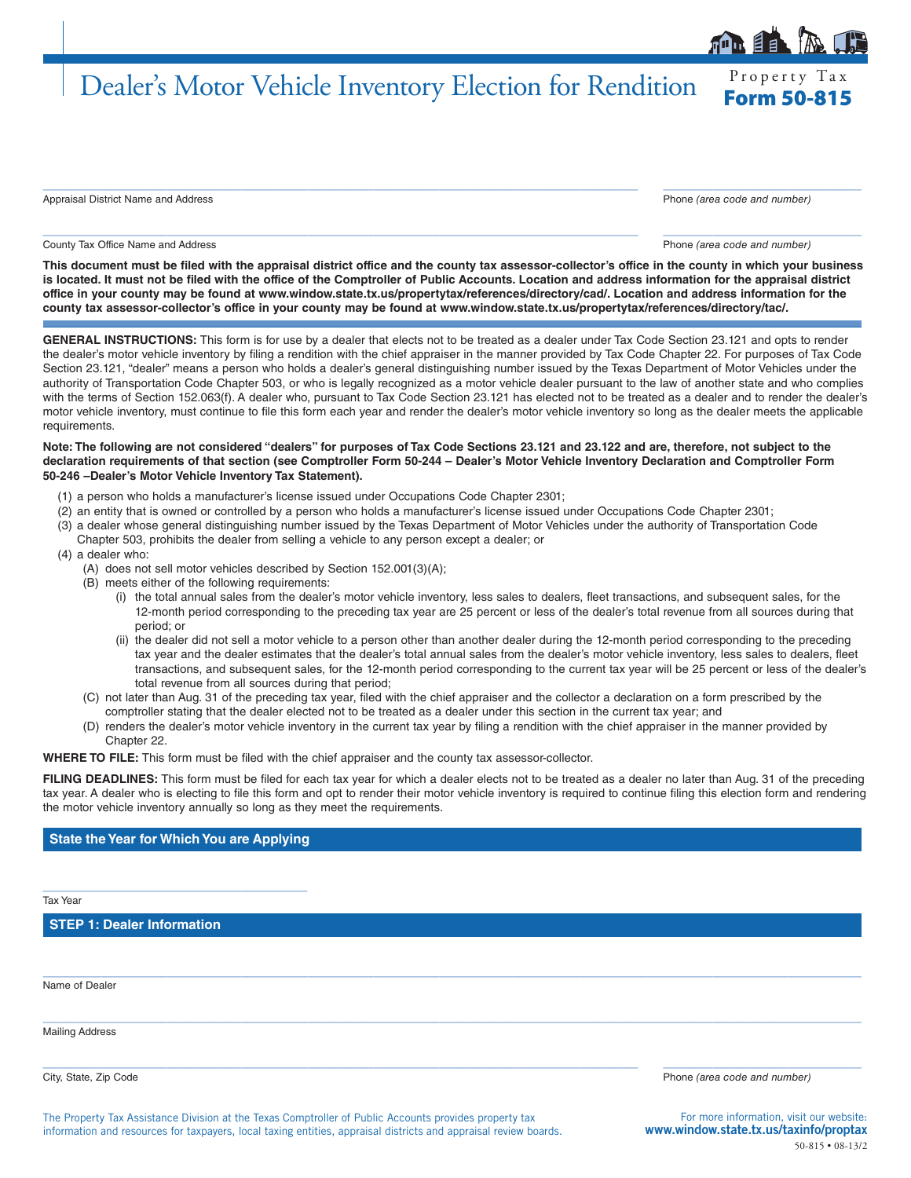# Dealer's Motor Vehicle Inventory Election for Rendition

Property Tax
**Form 50-815**

Appraisal District Name and Address | Phone *(area code and number)*

County Tax Office Name and Address | Phone *(area code and number)*

**This document must be filed with the appraisal district office and the county tax assessor-collector's office in the county in which your business is located. It must not be filed with the office of the Comptroller of Public Accounts. Location and address information for the appraisal district office in your county may be found at www.window.state.tx.us/propertytax/references/directory/cad/. Location and address information for the county tax assessor-collector's office in your county may be found at www.window.state.tx.us/propertytax/references/directory/tac/.**

**GENERAL INSTRUCTIONS:** This form is for use by a dealer that elects not to be treated as a dealer under Tax Code Section 23.121 and opts to render the dealer's motor vehicle inventory by filing a rendition with the chief appraiser in the manner provided by Tax Code Chapter 22. For purposes of Tax Code Section 23.121, "dealer" means a person who holds a dealer's general distinguishing number issued by the Texas Department of Motor Vehicles under the authority of Transportation Code Chapter 503, or who is legally recognized as a motor vehicle dealer pursuant to the law of another state and who complies with the terms of Section 152.063(f). A dealer who, pursuant to Tax Code Section 23.121 has elected not to be treated as a dealer and to render the dealer's motor vehicle inventory, must continue to file this form each year and render the dealer's motor vehicle inventory so long as the dealer meets the applicable requirements.

**Note: The following are not considered "dealers" for purposes of Tax Code Sections 23.121 and 23.122 and are, therefore, not subject to the declaration requirements of that section (see Comptroller Form 50-244 – Dealer's Motor Vehicle Inventory Declaration and Comptroller Form 50-246 –Dealer's Motor Vehicle Inventory Tax Statement).**

(1) a person who holds a manufacturer's license issued under Occupations Code Chapter 2301;
(2) an entity that is owned or controlled by a person who holds a manufacturer's license issued under Occupations Code Chapter 2301;
(3) a dealer whose general distinguishing number issued by the Texas Department of Motor Vehicles under the authority of Transportation Code Chapter 503, prohibits the dealer from selling a vehicle to any person except a dealer; or
(4) a dealer who:
   (A) does not sell motor vehicles described by Section 152.001(3)(A);
   (B) meets either of the following requirements:
      (i) the total annual sales from the dealer's motor vehicle inventory, less sales to dealers, fleet transactions, and subsequent sales, for the 12-month period corresponding to the preceding tax year are 25 percent or less of the dealer's total revenue from all sources during that period; or
      (ii) the dealer did not sell a motor vehicle to a person other than another dealer during the 12-month period corresponding to the preceding tax year and the dealer estimates that the dealer's total annual sales from the dealer's motor vehicle inventory, less sales to dealers, fleet transactions, and subsequent sales, for the 12-month period corresponding to the current tax year will be 25 percent or less of the dealer's total revenue from all sources during that period;
   (C) not later than Aug. 31 of the preceding tax year, filed with the chief appraiser and the collector a declaration on a form prescribed by the comptroller stating that the dealer elected not to be treated as a dealer under this section in the current tax year; and
   (D) renders the dealer's motor vehicle inventory in the current tax year by filing a rendition with the chief appraiser in the manner provided by Chapter 22.

**WHERE TO FILE:** This form must be filed with the chief appraiser and the county tax assessor-collector.

**FILING DEADLINES:** This form must be filed for each tax year for which a dealer elects not to be treated as a dealer no later than Aug. 31 of the preceding tax year. A dealer who is electing to file this form and opt to render their motor vehicle inventory is required to continue filing this election form and rendering the motor vehicle inventory annually so long as they meet the requirements.

## State the Year for Which You are Applying

Tax Year

## STEP 1: Dealer Information

Name of Dealer

Mailing Address

City, State, Zip Code | Phone *(area code and number)*

The Property Tax Assistance Division at the Texas Comptroller of Public Accounts provides property tax information and resources for taxpayers, local taxing entities, appraisal districts and appraisal review boards.

For more information, visit our website:
**www.window.state.tx.us/taxinfo/proptax**

50-815 • 08-13/2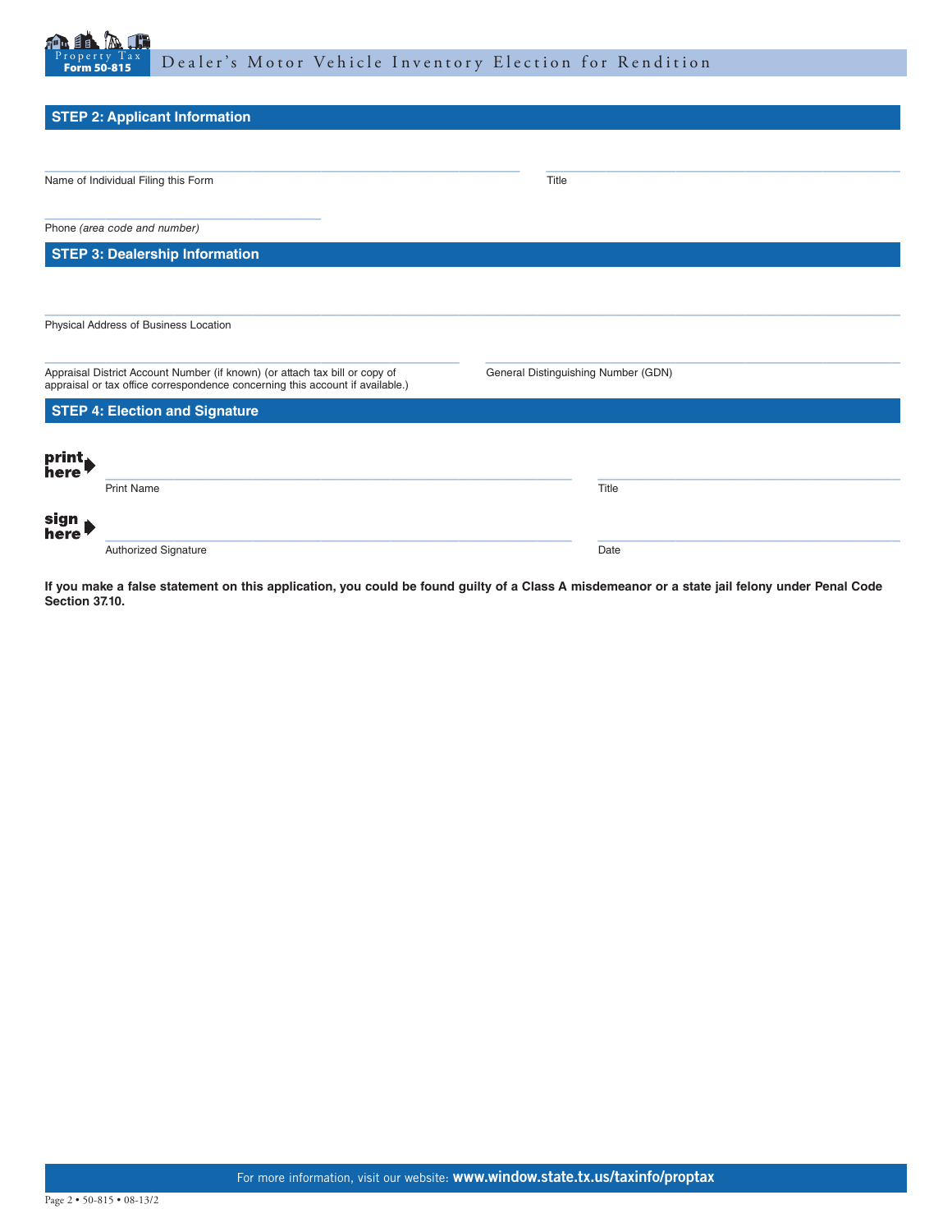## STEP 2: Applicant Information

Name of Individual Filing this Form

Title

Phone *(area code and number)*

## STEP 3: Dealership Information

Physical Address of Business Location

Appraisal District Account Number (if known) (or attach tax bill or copy of appraisal or tax office correspondence concerning this account if available.)

General Distinguishing Number (GDN)

## STEP 4: Election and Signature

**print here** Print Name

Title

**sign here** Authorized Signature

Date

**If you make a false statement on this application, you could be found guilty of a Class A misdemeanor or a state jail felony under Penal Code Section 37.10.**

For more information, visit our website: **www.window.state.tx.us/taxinfo/proptax**